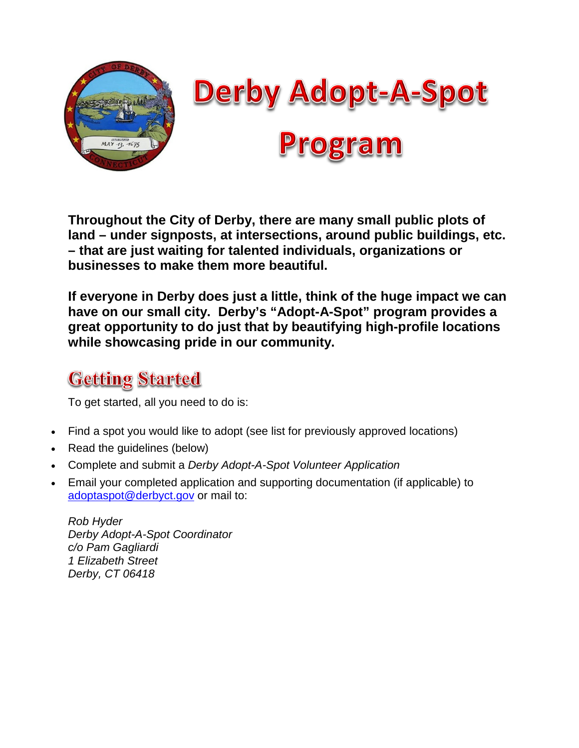# Derby Adopt-A-Spot Program

**Throughout the City of Derby, there are many small public plots of land – under signposts, at intersections, around public buildings, etc. – that are just waiting for talented individuals, organizations or businesses to make them more beautiful.**

**If everyone in Derby does just a little, think of the huge impact we can have on our small city. Derby's "Adopt-A-Spot" program provides a great opportunity to do just that by beautifying high-profile locations while showcasing pride in our community.**

## Getting Started

To get started, all you need to do is:

- Find a spot you would like to adopt (see list for previously approved locations)
- Read the guidelines (below)
- Complete and submit a *Derby Adopt-A-Spot Volunteer Application*
- Email your completed application and supporting documentation (if applicable) to adoptaspot@derbyct.gov or mail to:

*Rob Hyder*
*Derby Adopt-A-Spot Coordinator*
*c/o Pam Gagliardi*
*1 Elizabeth Street*
*Derby, CT 06418*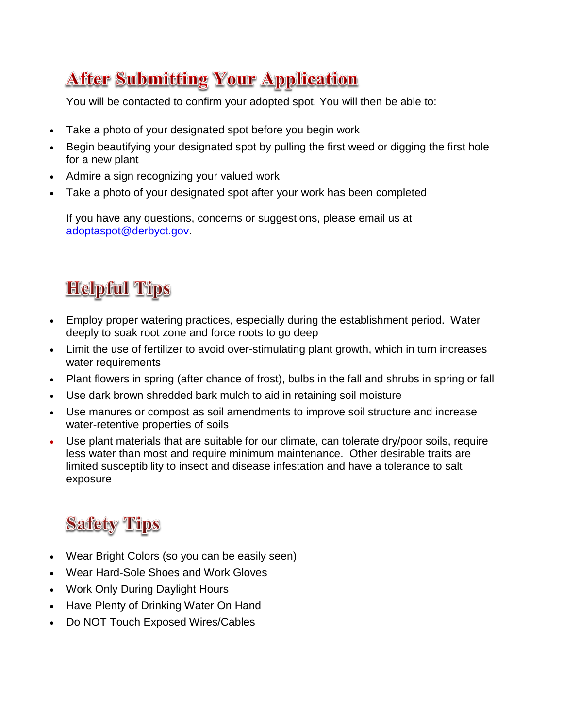## After Submitting Your Application

You will be contacted to confirm your adopted spot. You will then be able to:

- Take a photo of your designated spot before you begin work
- Begin beautifying your designated spot by pulling the first weed or digging the first hole for a new plant
- Admire a sign recognizing your valued work
- Take a photo of your designated spot after your work has been completed

If you have any questions, concerns or suggestions, please email us at [adoptaspot@derbyct.gov](mailto:adoptaspot@derbyct.gov).

## Helpful Tips

- Employ proper watering practices, especially during the establishment period. Water deeply to soak root zone and force roots to go deep
- Limit the use of fertilizer to avoid over-stimulating plant growth, which in turn increases water requirements
- Plant flowers in spring (after chance of frost), bulbs in the fall and shrubs in spring or fall
- Use dark brown shredded bark mulch to aid in retaining soil moisture
- Use manures or compost as soil amendments to improve soil structure and increase water-retentive properties of soils
- Use plant materials that are suitable for our climate, can tolerate dry/poor soils, require less water than most and require minimum maintenance. Other desirable traits are limited susceptibility to insect and disease infestation and have a tolerance to salt exposure

## Safety Tips

- Wear Bright Colors (so you can be easily seen)
- Wear Hard-Sole Shoes and Work Gloves
- Work Only During Daylight Hours
- Have Plenty of Drinking Water On Hand
- Do NOT Touch Exposed Wires/Cables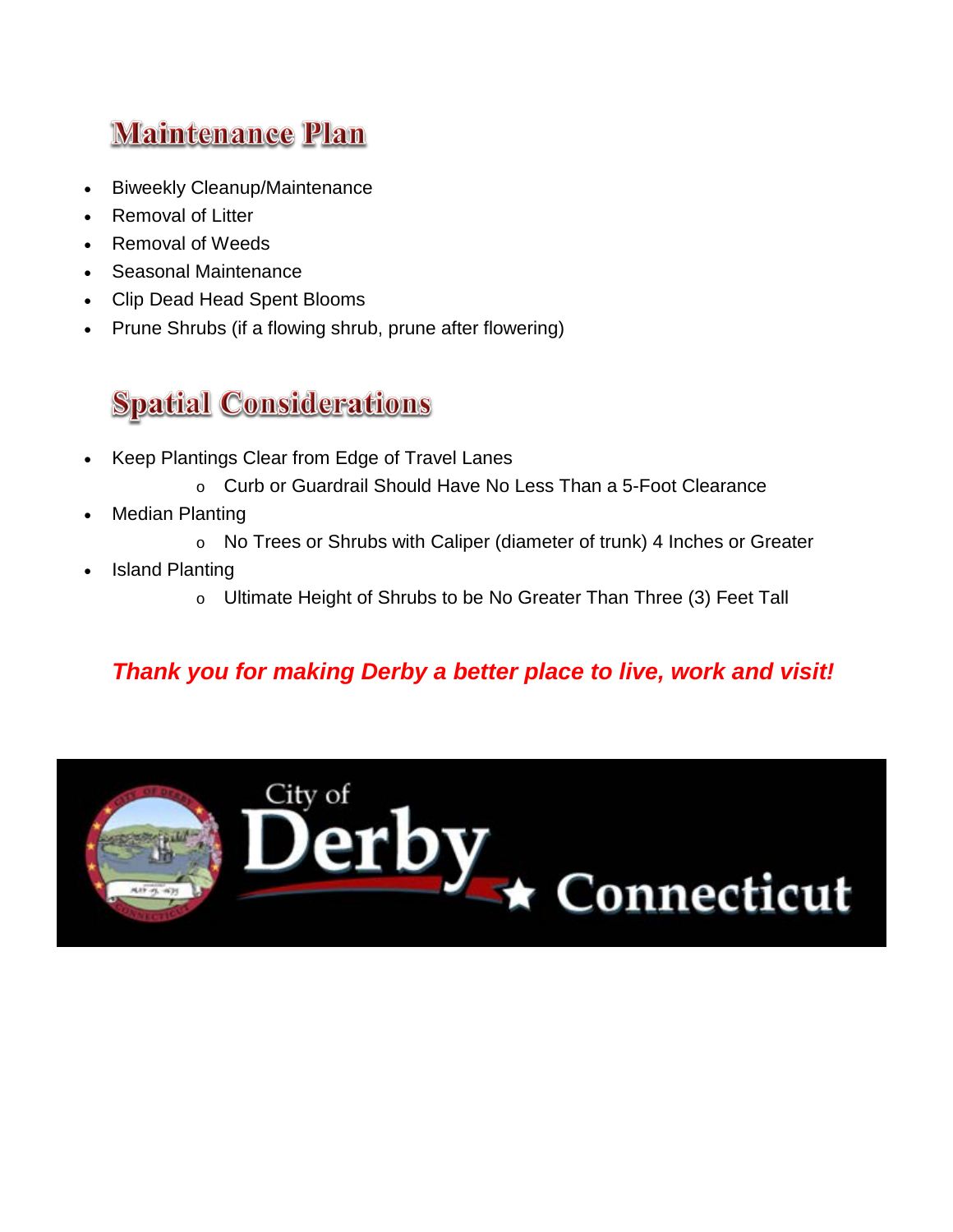## Maintenance Plan

- Biweekly Cleanup/Maintenance
- Removal of Litter
- Removal of Weeds
- Seasonal Maintenance
- Clip Dead Head Spent Blooms
- Prune Shrubs (if a flowing shrub, prune after flowering)

## Spatial Considerations

- Keep Plantings Clear from Edge of Travel Lanes
  - Curb or Guardrail Should Have No Less Than a 5-Foot Clearance
- Median Planting
  - No Trees or Shrubs with Caliper (diameter of trunk) 4 Inches or Greater
- Island Planting
  - Ultimate Height of Shrubs to be No Greater Than Three (3) Feet Tall

***Thank you for making Derby a better place to live, work and visit!***

City of Derby Connecticut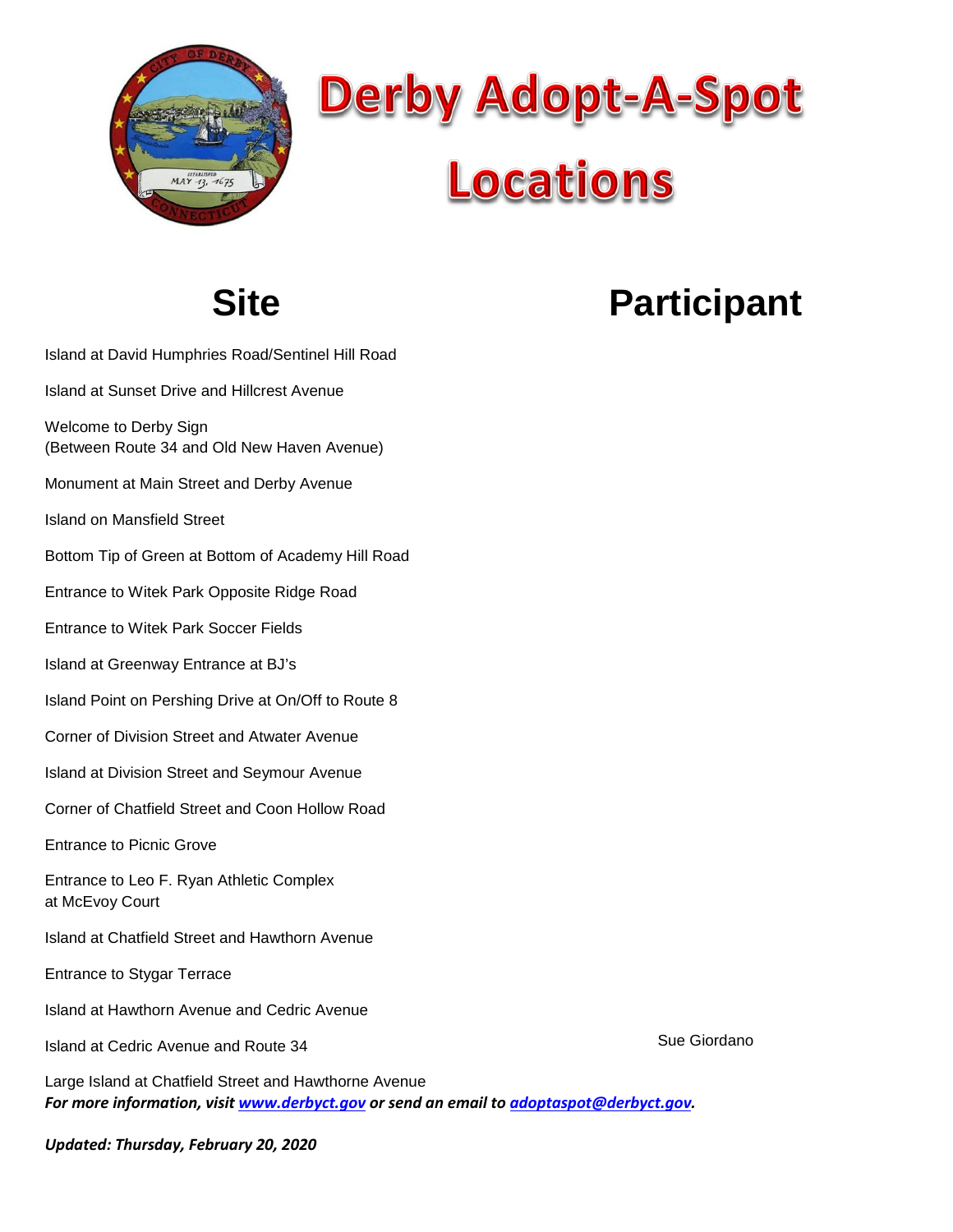# Derby Adopt-A-Spot Locations

| Site | Participant |
| --- | --- |
| Island at David Humphries Road/Sentinel Hill Road | |
| Island at Sunset Drive and Hillcrest Avenue | |
| Welcome to Derby Sign (Between Route 34 and Old New Haven Avenue) | |
| Monument at Main Street and Derby Avenue | |
| Island on Mansfield Street | |
| Bottom Tip of Green at Bottom of Academy Hill Road | |
| Entrance to Witek Park Opposite Ridge Road | |
| Entrance to Witek Park Soccer Fields | |
| Island at Greenway Entrance at BJ's | |
| Island Point on Pershing Drive at On/Off to Route 8 | |
| Corner of Division Street and Atwater Avenue | |
| Island at Division Street and Seymour Avenue | |
| Corner of Chatfield Street and Coon Hollow Road | |
| Entrance to Picnic Grove | |
| Entrance to Leo F. Ryan Athletic Complex at McEvoy Court | |
| Island at Chatfield Street and Hawthorn Avenue | |
| Entrance to Stygar Terrace | |
| Island at Hawthorn Avenue and Cedric Avenue | |
| Island at Cedric Avenue and Route 34 | Sue Giordano |
| Large Island at Chatfield Street and Hawthorne Avenue | |

***For more information, visit [www.derbyct.gov](http://www.derbyct.gov) or send an email to [adoptaspot@derbyct.gov](mailto:adoptaspot@derbyct.gov).***

***Updated: Thursday, February 20, 2020***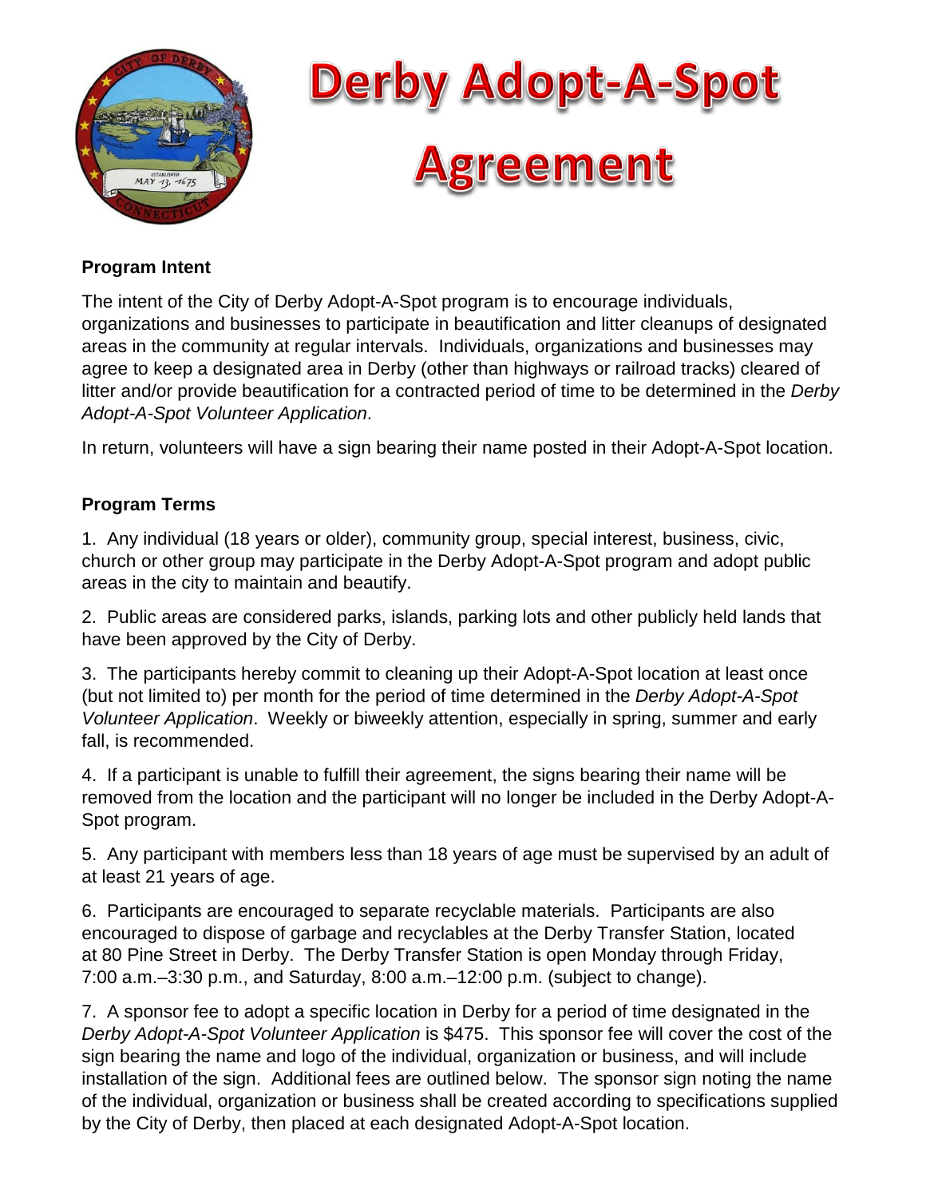# Derby Adopt-A-Spot Agreement

**Program Intent**

The intent of the City of Derby Adopt-A-Spot program is to encourage individuals, organizations and businesses to participate in beautification and litter cleanups of designated areas in the community at regular intervals. Individuals, organizations and businesses may agree to keep a designated area in Derby (other than highways or railroad tracks) cleared of litter and/or provide beautification for a contracted period of time to be determined in the *Derby Adopt-A-Spot Volunteer Application*.

In return, volunteers will have a sign bearing their name posted in their Adopt-A-Spot location.

**Program Terms**

1. Any individual (18 years or older), community group, special interest, business, civic, church or other group may participate in the Derby Adopt-A-Spot program and adopt public areas in the city to maintain and beautify.

2. Public areas are considered parks, islands, parking lots and other publicly held lands that have been approved by the City of Derby.

3. The participants hereby commit to cleaning up their Adopt-A-Spot location at least once (but not limited to) per month for the period of time determined in the *Derby Adopt-A-Spot Volunteer Application*. Weekly or biweekly attention, especially in spring, summer and early fall, is recommended.

4. If a participant is unable to fulfill their agreement, the signs bearing their name will be removed from the location and the participant will no longer be included in the Derby Adopt-A-Spot program.

5. Any participant with members less than 18 years of age must be supervised by an adult of at least 21 years of age.

6. Participants are encouraged to separate recyclable materials. Participants are also encouraged to dispose of garbage and recyclables at the Derby Transfer Station, located at 80 Pine Street in Derby. The Derby Transfer Station is open Monday through Friday, 7:00 a.m.–3:30 p.m., and Saturday, 8:00 a.m.–12:00 p.m. (subject to change).

7. A sponsor fee to adopt a specific location in Derby for a period of time designated in the *Derby Adopt-A-Spot Volunteer Application* is $475. This sponsor fee will cover the cost of the sign bearing the name and logo of the individual, organization or business, and will include installation of the sign. Additional fees are outlined below. The sponsor sign noting the name of the individual, organization or business shall be created according to specifications supplied by the City of Derby, then placed at each designated Adopt-A-Spot location.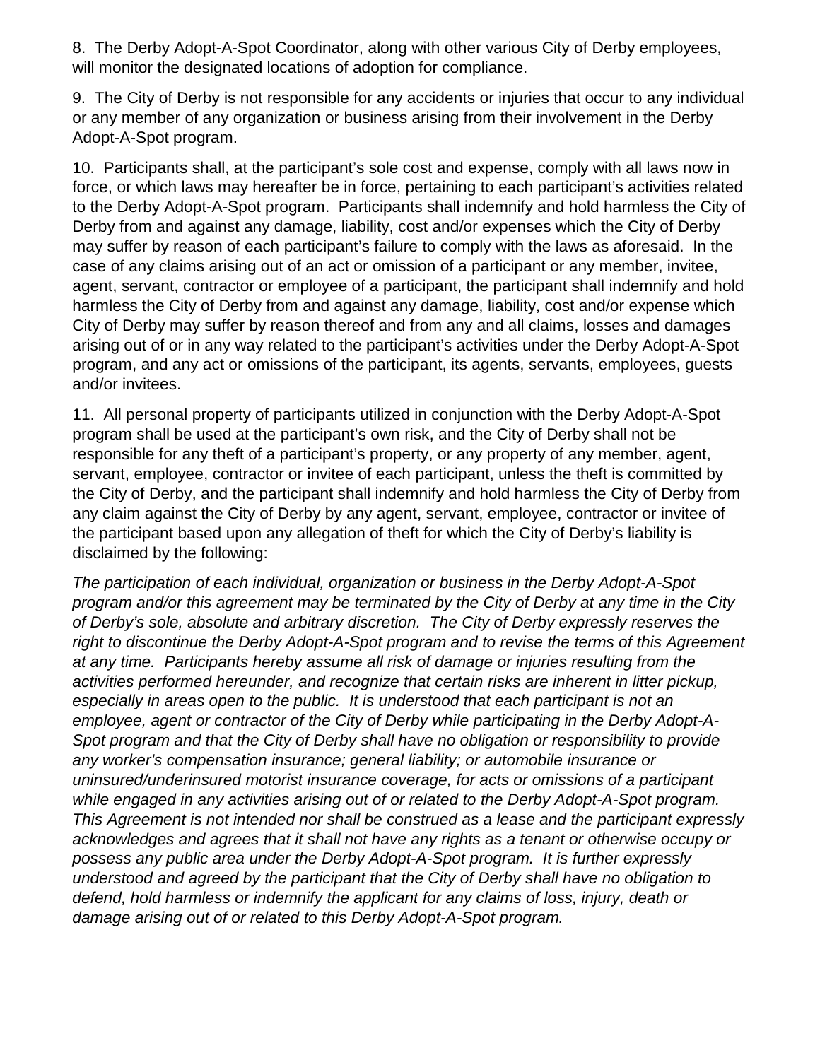8. The Derby Adopt-A-Spot Coordinator, along with other various City of Derby employees, will monitor the designated locations of adoption for compliance.

9. The City of Derby is not responsible for any accidents or injuries that occur to any individual or any member of any organization or business arising from their involvement in the Derby Adopt-A-Spot program.

10. Participants shall, at the participant's sole cost and expense, comply with all laws now in force, or which laws may hereafter be in force, pertaining to each participant's activities related to the Derby Adopt-A-Spot program. Participants shall indemnify and hold harmless the City of Derby from and against any damage, liability, cost and/or expenses which the City of Derby may suffer by reason of each participant's failure to comply with the laws as aforesaid. In the case of any claims arising out of an act or omission of a participant or any member, invitee, agent, servant, contractor or employee of a participant, the participant shall indemnify and hold harmless the City of Derby from and against any damage, liability, cost and/or expense which City of Derby may suffer by reason thereof and from any and all claims, losses and damages arising out of or in any way related to the participant's activities under the Derby Adopt-A-Spot program, and any act or omissions of the participant, its agents, servants, employees, guests and/or invitees.

11. All personal property of participants utilized in conjunction with the Derby Adopt-A-Spot program shall be used at the participant's own risk, and the City of Derby shall not be responsible for any theft of a participant's property, or any property of any member, agent, servant, employee, contractor or invitee of each participant, unless the theft is committed by the City of Derby, and the participant shall indemnify and hold harmless the City of Derby from any claim against the City of Derby by any agent, servant, employee, contractor or invitee of the participant based upon any allegation of theft for which the City of Derby's liability is disclaimed by the following:

*The participation of each individual, organization or business in the Derby Adopt-A-Spot program and/or this agreement may be terminated by the City of Derby at any time in the City of Derby's sole, absolute and arbitrary discretion. The City of Derby expressly reserves the right to discontinue the Derby Adopt-A-Spot program and to revise the terms of this Agreement at any time. Participants hereby assume all risk of damage or injuries resulting from the activities performed hereunder, and recognize that certain risks are inherent in litter pickup, especially in areas open to the public. It is understood that each participant is not an employee, agent or contractor of the City of Derby while participating in the Derby Adopt-A-Spot program and that the City of Derby shall have no obligation or responsibility to provide any worker's compensation insurance; general liability; or automobile insurance or uninsured/underinsured motorist insurance coverage, for acts or omissions of a participant while engaged in any activities arising out of or related to the Derby Adopt-A-Spot program. This Agreement is not intended nor shall be construed as a lease and the participant expressly acknowledges and agrees that it shall not have any rights as a tenant or otherwise occupy or possess any public area under the Derby Adopt-A-Spot program. It is further expressly understood and agreed by the participant that the City of Derby shall have no obligation to defend, hold harmless or indemnify the applicant for any claims of loss, injury, death or damage arising out of or related to this Derby Adopt-A-Spot program.*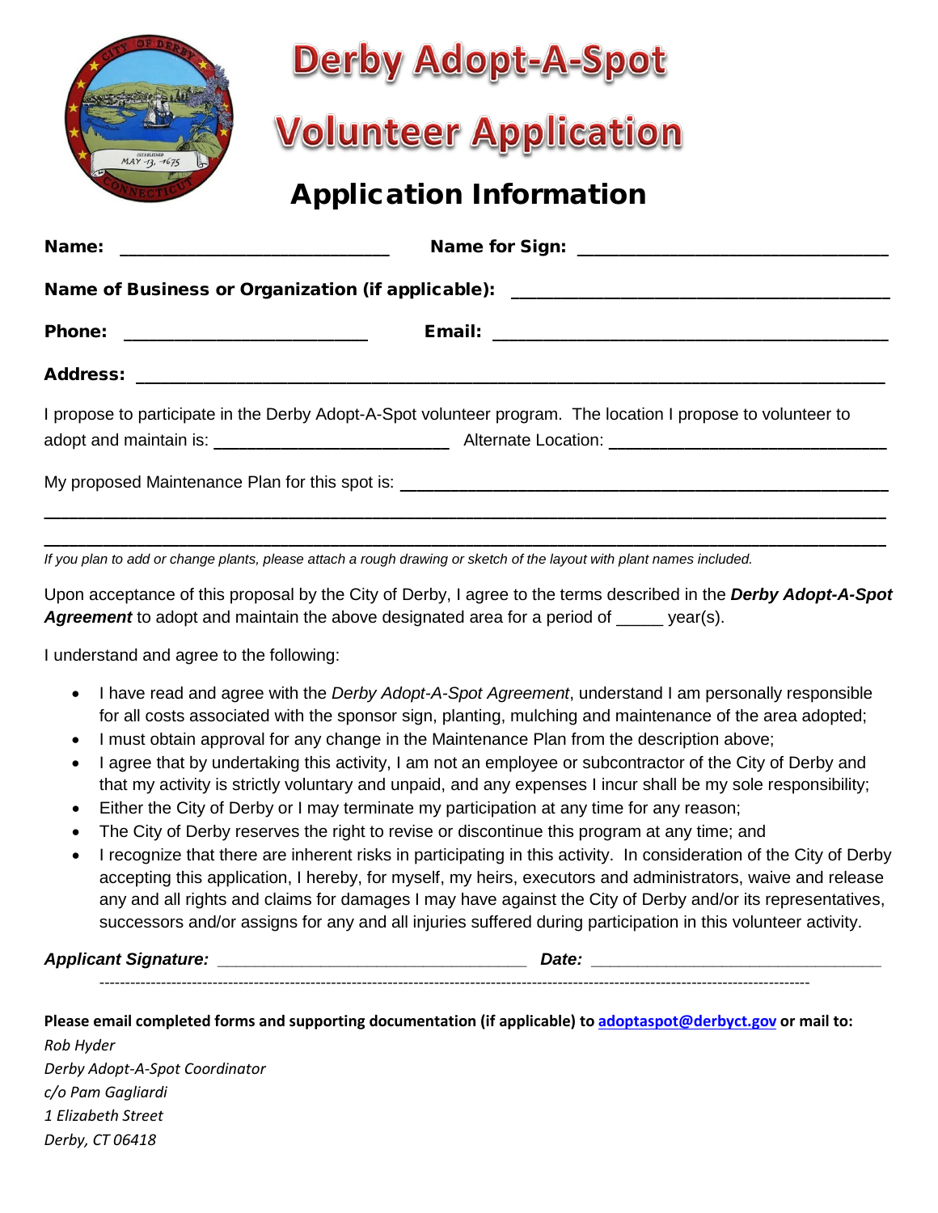# Derby Adopt-A-Spot

# Volunteer Application

## Application Information

**Name:** ______________________________ **Name for Sign:** ___________________________________

**Name of Business or Organization (if applicable):** __________________________________________

**Phone:** ___________________________ **Email:** ____________________________________________

**Address:** _____________________________________________________________________________

I propose to participate in the Derby Adopt-A-Spot volunteer program. The location I propose to volunteer to adopt and maintain is: __________________________ Alternate Location: ________________________________

My proposed Maintenance Plan for this spot is: ________________________________________________

_______________________________________________________________________________________

_______________________________________________________________________________________

*If you plan to add or change plants, please attach a rough drawing or sketch of the layout with plant names included.*

Upon acceptance of this proposal by the City of Derby, I agree to the terms described in the ***Derby Adopt-A-Spot Agreement*** to adopt and maintain the above designated area for a period of _____ year(s).

I understand and agree to the following:

- I have read and agree with the *Derby Adopt-A-Spot Agreement*, understand I am personally responsible for all costs associated with the sponsor sign, planting, mulching and maintenance of the area adopted;
- I must obtain approval for any change in the Maintenance Plan from the description above;
- I agree that by undertaking this activity, I am not an employee or subcontractor of the City of Derby and that my activity is strictly voluntary and unpaid, and any expenses I incur shall be my sole responsibility;
- Either the City of Derby or I may terminate my participation at any time for any reason;
- The City of Derby reserves the right to revise or discontinue this program at any time; and
- I recognize that there are inherent risks in participating in this activity. In consideration of the City of Derby accepting this application, I hereby, for myself, my heirs, executors and administrators, waive and release any and all rights and claims for damages I may have against the City of Derby and/or its representatives, successors and/or assigns for any and all injuries suffered during participation in this volunteer activity.

***Applicant Signature:*** __________________________________ ***Date:*** ________________________________

---

**Please email completed forms and supporting documentation (if applicable) to [adoptaspot@derbyct.gov](mailto:adoptaspot@derbyct.gov) or mail to:**

*Rob Hyder*
*Derby Adopt-A-Spot Coordinator*
*c/o Pam Gagliardi*
*1 Elizabeth Street*
*Derby, CT 06418*